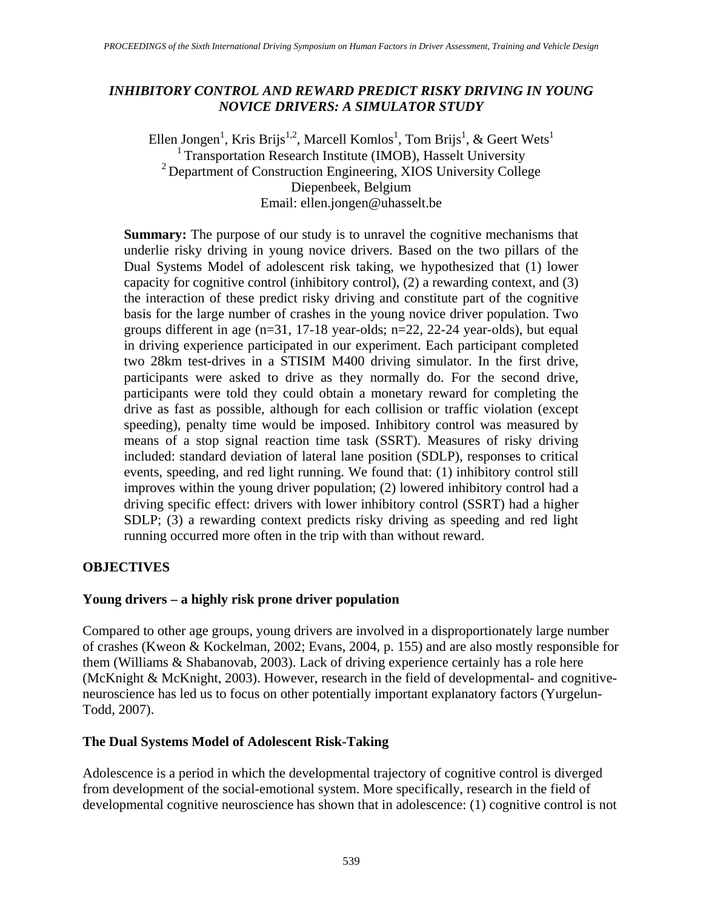# INHIBITORY CONTROL AND REWARD PREDICT RISKY DRIVING IN YOUNG NOVICE DRIVERS: A SIMULATOR STUDY

Ellen Jongen[1], Kris Brijs[1,2], Marcell Komlos[1], Tom Brijs[1], & Geert Wets[1]
[1] Transportation Research Institute (IMOB), Hasselt University
[2] Department of Construction Engineering, XIOS University College
Diepenbeek, Belgium
Email: ellen.jongen@uhasselt.be

**Summary:** The purpose of our study is to unravel the cognitive mechanisms that underlie risky driving in young novice drivers. Based on the two pillars of the Dual Systems Model of adolescent risk taking, we hypothesized that (1) lower capacity for cognitive control (inhibitory control), (2) a rewarding context, and (3) the interaction of these predict risky driving and constitute part of the cognitive basis for the large number of crashes in the young novice driver population. Two groups different in age (n=31, 17-18 year-olds; n=22, 22-24 year-olds), but equal in driving experience participated in our experiment. Each participant completed two 28km test-drives in a STISIM M400 driving simulator. In the first drive, participants were asked to drive as they normally do. For the second drive, participants were told they could obtain a monetary reward for completing the drive as fast as possible, although for each collision or traffic violation (except speeding), penalty time would be imposed. Inhibitory control was measured by means of a stop signal reaction time task (SSRT). Measures of risky driving included: standard deviation of lateral lane position (SDLP), responses to critical events, speeding, and red light running. We found that: (1) inhibitory control still improves within the young driver population; (2) lowered inhibitory control had a driving specific effect: drivers with lower inhibitory control (SSRT) had a higher SDLP; (3) a rewarding context predicts risky driving as speeding and red light running occurred more often in the trip with than without reward.

## OBJECTIVES

### Young drivers – a highly risk prone driver population

Compared to other age groups, young drivers are involved in a disproportionately large number of crashes (Kweon & Kockelman, 2002; Evans, 2004, p. 155) and are also mostly responsible for them (Williams & Shabanovab, 2003). Lack of driving experience certainly has a role here (McKnight & McKnight, 2003). However, research in the field of developmental- and cognitive-neuroscience has led us to focus on other potentially important explanatory factors (Yurgelun-Todd, 2007).

### The Dual Systems Model of Adolescent Risk-Taking

Adolescence is a period in which the developmental trajectory of cognitive control is diverged from development of the social-emotional system. More specifically, research in the field of developmental cognitive neuroscience has shown that in adolescence: (1) cognitive control is not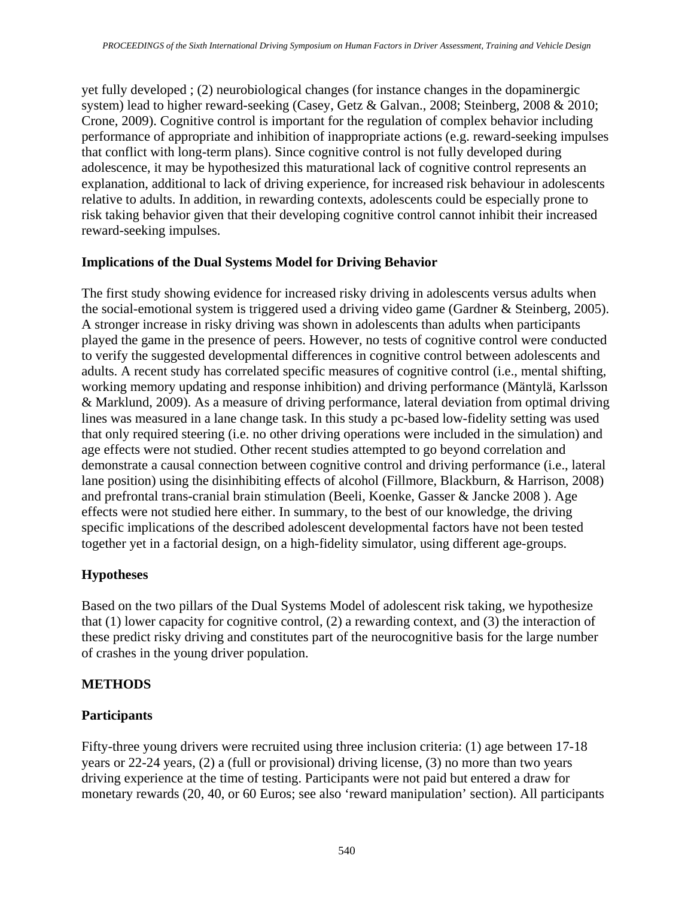yet fully developed ; (2) neurobiological changes (for instance changes in the dopaminergic system) lead to higher reward-seeking (Casey, Getz & Galvan., 2008; Steinberg, 2008 & 2010; Crone, 2009). Cognitive control is important for the regulation of complex behavior including performance of appropriate and inhibition of inappropriate actions (e.g. reward-seeking impulses that conflict with long-term plans). Since cognitive control is not fully developed during adolescence, it may be hypothesized this maturational lack of cognitive control represents an explanation, additional to lack of driving experience, for increased risk behaviour in adolescents relative to adults. In addition, in rewarding contexts, adolescents could be especially prone to risk taking behavior given that their developing cognitive control cannot inhibit their increased reward-seeking impulses.

## Implications of the Dual Systems Model for Driving Behavior

The first study showing evidence for increased risky driving in adolescents versus adults when the social-emotional system is triggered used a driving video game (Gardner & Steinberg, 2005). A stronger increase in risky driving was shown in adolescents than adults when participants played the game in the presence of peers. However, no tests of cognitive control were conducted to verify the suggested developmental differences in cognitive control between adolescents and adults. A recent study has correlated specific measures of cognitive control (i.e., mental shifting, working memory updating and response inhibition) and driving performance (Mäntylä, Karlsson & Marklund, 2009). As a measure of driving performance, lateral deviation from optimal driving lines was measured in a lane change task. In this study a pc-based low-fidelity setting was used that only required steering (i.e. no other driving operations were included in the simulation) and age effects were not studied. Other recent studies attempted to go beyond correlation and demonstrate a causal connection between cognitive control and driving performance (i.e., lateral lane position) using the disinhibiting effects of alcohol (Fillmore, Blackburn, & Harrison, 2008) and prefrontal trans-cranial brain stimulation (Beeli, Koenke, Gasser & Jancke 2008 ). Age effects were not studied here either. In summary, to the best of our knowledge, the driving specific implications of the described adolescent developmental factors have not been tested together yet in a factorial design, on a high-fidelity simulator, using different age-groups.

## Hypotheses

Based on the two pillars of the Dual Systems Model of adolescent risk taking, we hypothesize that (1) lower capacity for cognitive control, (2) a rewarding context, and (3) the interaction of these predict risky driving and constitutes part of the neurocognitive basis for the large number of crashes in the young driver population.

# METHODS

## Participants

Fifty-three young drivers were recruited using three inclusion criteria: (1) age between 17-18 years or 22-24 years, (2) a (full or provisional) driving license, (3) no more than two years driving experience at the time of testing. Participants were not paid but entered a draw for monetary rewards (20, 40, or 60 Euros; see also 'reward manipulation' section). All participants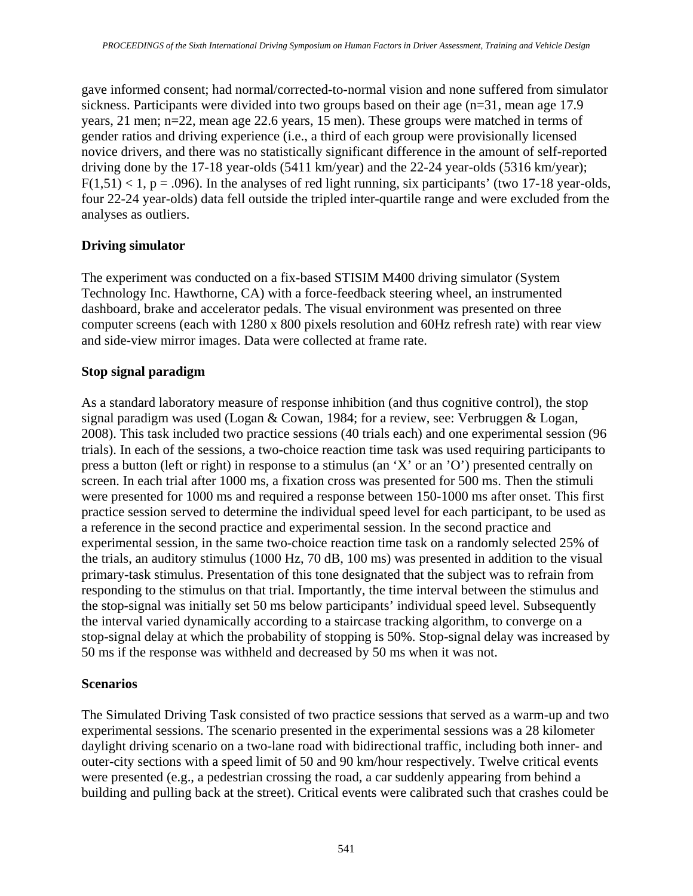gave informed consent; had normal/corrected-to-normal vision and none suffered from simulator sickness. Participants were divided into two groups based on their age (n=31, mean age 17.9 years, 21 men; n=22, mean age 22.6 years, 15 men). These groups were matched in terms of gender ratios and driving experience (i.e., a third of each group were provisionally licensed novice drivers, and there was no statistically significant difference in the amount of self-reported driving done by the 17-18 year-olds (5411 km/year) and the 22-24 year-olds (5316 km/year); $F(1,51) < 1$, $p = .096$). In the analyses of red light running, six participants' (two 17-18 year-olds, four 22-24 year-olds) data fell outside the tripled inter-quartile range and were excluded from the analyses as outliers.

**Driving simulator**

The experiment was conducted on a fix-based STISIM M400 driving simulator (System Technology Inc. Hawthorne, CA) with a force-feedback steering wheel, an instrumented dashboard, brake and accelerator pedals. The visual environment was presented on three computer screens (each with 1280 x 800 pixels resolution and 60Hz refresh rate) with rear view and side-view mirror images. Data were collected at frame rate.

**Stop signal paradigm**

As a standard laboratory measure of response inhibition (and thus cognitive control), the stop signal paradigm was used (Logan & Cowan, 1984; for a review, see: Verbruggen & Logan, 2008). This task included two practice sessions (40 trials each) and one experimental session (96 trials). In each of the sessions, a two-choice reaction time task was used requiring participants to press a button (left or right) in response to a stimulus (an 'X' or an 'O') presented centrally on screen. In each trial after 1000 ms, a fixation cross was presented for 500 ms. Then the stimuli were presented for 1000 ms and required a response between 150-1000 ms after onset. This first practice session served to determine the individual speed level for each participant, to be used as a reference in the second practice and experimental session. In the second practice and experimental session, in the same two-choice reaction time task on a randomly selected 25% of the trials, an auditory stimulus (1000 Hz, 70 dB, 100 ms) was presented in addition to the visual primary-task stimulus. Presentation of this tone designated that the subject was to refrain from responding to the stimulus on that trial. Importantly, the time interval between the stimulus and the stop-signal was initially set 50 ms below participants' individual speed level. Subsequently the interval varied dynamically according to a staircase tracking algorithm, to converge on a stop-signal delay at which the probability of stopping is 50%. Stop-signal delay was increased by 50 ms if the response was withheld and decreased by 50 ms when it was not.

**Scenarios**

The Simulated Driving Task consisted of two practice sessions that served as a warm-up and two experimental sessions. The scenario presented in the experimental sessions was a 28 kilometer daylight driving scenario on a two-lane road with bidirectional traffic, including both inner- and outer-city sections with a speed limit of 50 and 90 km/hour respectively. Twelve critical events were presented (e.g., a pedestrian crossing the road, a car suddenly appearing from behind a building and pulling back at the street). Critical events were calibrated such that crashes could be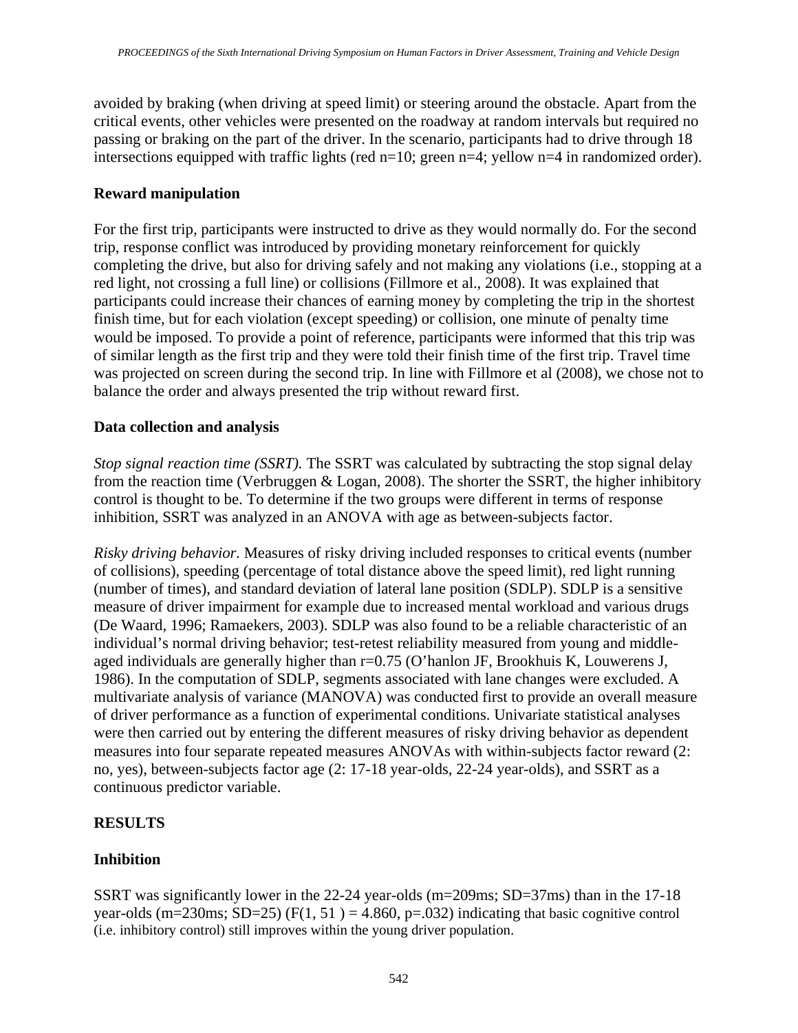avoided by braking (when driving at speed limit) or steering around the obstacle. Apart from the critical events, other vehicles were presented on the roadway at random intervals but required no passing or braking on the part of the driver. In the scenario, participants had to drive through 18 intersections equipped with traffic lights (red n=10; green n=4; yellow n=4 in randomized order).

## Reward manipulation

For the first trip, participants were instructed to drive as they would normally do. For the second trip, response conflict was introduced by providing monetary reinforcement for quickly completing the drive, but also for driving safely and not making any violations (i.e., stopping at a red light, not crossing a full line) or collisions (Fillmore et al., 2008). It was explained that participants could increase their chances of earning money by completing the trip in the shortest finish time, but for each violation (except speeding) or collision, one minute of penalty time would be imposed. To provide a point of reference, participants were informed that this trip was of similar length as the first trip and they were told their finish time of the first trip. Travel time was projected on screen during the second trip. In line with Fillmore et al (2008), we chose not to balance the order and always presented the trip without reward first.

## Data collection and analysis

*Stop signal reaction time (SSRT).* The SSRT was calculated by subtracting the stop signal delay from the reaction time (Verbruggen & Logan, 2008). The shorter the SSRT, the higher inhibitory control is thought to be. To determine if the two groups were different in terms of response inhibition, SSRT was analyzed in an ANOVA with age as between-subjects factor.

*Risky driving behavior.* Measures of risky driving included responses to critical events (number of collisions), speeding (percentage of total distance above the speed limit), red light running (number of times), and standard deviation of lateral lane position (SDLP). SDLP is a sensitive measure of driver impairment for example due to increased mental workload and various drugs (De Waard, 1996; Ramaekers, 2003). SDLP was also found to be a reliable characteristic of an individual's normal driving behavior; test-retest reliability measured from young and middle-aged individuals are generally higher than r=0.75 (O'hanlon JF, Brookhuis K, Louwerens J, 1986). In the computation of SDLP, segments associated with lane changes were excluded. A multivariate analysis of variance (MANOVA) was conducted first to provide an overall measure of driver performance as a function of experimental conditions. Univariate statistical analyses were then carried out by entering the different measures of risky driving behavior as dependent measures into four separate repeated measures ANOVAs with within-subjects factor reward (2: no, yes), between-subjects factor age (2: 17-18 year-olds, 22-24 year-olds), and SSRT as a continuous predictor variable.

# RESULTS

## Inhibition

SSRT was significantly lower in the 22-24 year-olds (m=209ms; SD=37ms) than in the 17-18 year-olds (m=230ms; SD=25) ($F(1, 51) = 4.860$, $p=.032$) indicating that basic cognitive control (i.e. inhibitory control) still improves within the young driver population.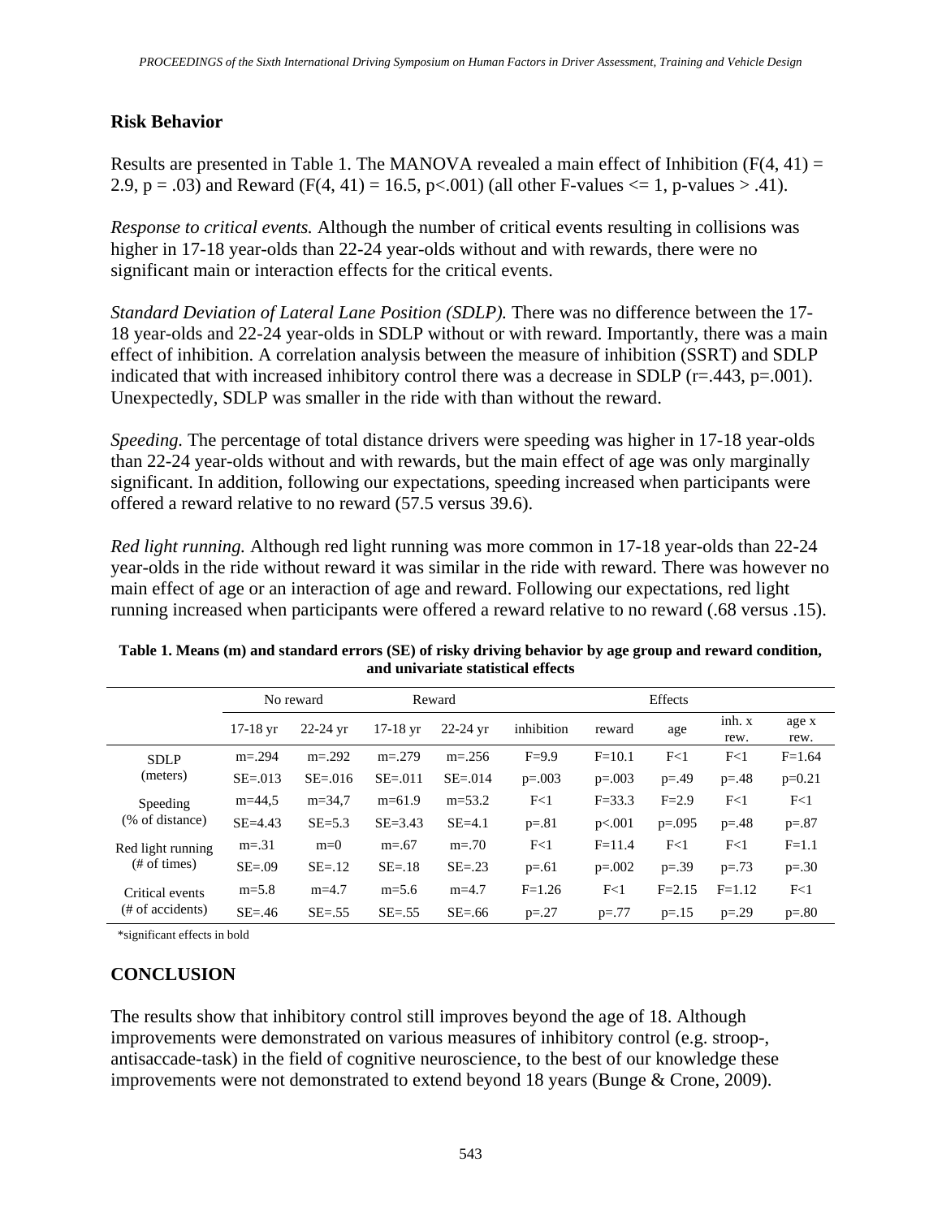## Risk Behavior

Results are presented in Table 1. The MANOVA revealed a main effect of Inhibition ($F(4, 41) = 2.9$, $p = .03$) and Reward ($F(4, 41) = 16.5$, $p<.001$) (all other F-values $<= 1$, p-values $> .41$).

*Response to critical events.* Although the number of critical events resulting in collisions was higher in 17-18 year-olds than 22-24 year-olds without and with rewards, there were no significant main or interaction effects for the critical events.

*Standard Deviation of Lateral Lane Position (SDLP).* There was no difference between the 17-18 year-olds and 22-24 year-olds in SDLP without or with reward. Importantly, there was a main effect of inhibition. A correlation analysis between the measure of inhibition (SSRT) and SDLP indicated that with increased inhibitory control there was a decrease in SDLP ($r=.443$, $p=.001$). Unexpectedly, SDLP was smaller in the ride with than without the reward.

*Speeding.* The percentage of total distance drivers were speeding was higher in 17-18 year-olds than 22-24 year-olds without and with rewards, but the main effect of age was only marginally significant. In addition, following our expectations, speeding increased when participants were offered a reward relative to no reward (57.5 versus 39.6).

*Red light running.* Although red light running was more common in 17-18 year-olds than 22-24 year-olds in the ride without reward it was similar in the ride with reward. There was however no main effect of age or an interaction of age and reward. Following our expectations, red light running increased when participants were offered a reward relative to no reward (.68 versus .15).

**Table 1. Means (m) and standard errors (SE) of risky driving behavior by age group and reward condition, and univariate statistical effects**

| | No reward | | Reward | | Effects | | | | |
|---|---|---|---|---|---|---|---|---|---|
| | 17-18 yr | 22-24 yr | 17-18 yr | 22-24 yr | inhibition | reward | age | inh. x rew. | age x rew. |
| SDLP (meters) | m=.294 | m=.292 | m=.279 | m=.256 | F=9.9 | F=10.1 | F<1 | F<1 | F=1.64 |
| | SE=.013 | SE=.016 | SE=.011 | SE=.014 | p=.003 | p=.003 | p=.49 | p=.48 | p=0.21 |
| Speeding (% of distance) | m=44,5 | m=34,7 | m=61.9 | m=53.2 | F<1 | F=33.3 | F=2.9 | F<1 | F<1 |
| | SE=4.43 | SE=5.3 | SE=3.43 | SE=4.1 | p=.81 | p<.001 | p=.095 | p=.48 | p=.87 |
| Red light running (# of times) | m=.31 | m=0 | m=.67 | m=.70 | F<1 | F=11.4 | F<1 | F<1 | F=1.1 |
| | SE=.09 | SE=.12 | SE=.18 | SE=.23 | p=.61 | p=.002 | p=.39 | p=.73 | p=.30 |
| Critical events (# of accidents) | m=5.8 | m=4.7 | m=5.6 | m=4.7 | F=1.26 | F<1 | F=2.15 | F=1.12 | F<1 |
| | SE=.46 | SE=.55 | SE=.55 | SE=.66 | p=.27 | p=.77 | p=.15 | p=.29 | p=.80 |

*significant effects in bold

## CONCLUSION

The results show that inhibitory control still improves beyond the age of 18. Although improvements were demonstrated on various measures of inhibitory control (e.g. stroop-, antisaccade-task) in the field of cognitive neuroscience, to the best of our knowledge these improvements were not demonstrated to extend beyond 18 years (Bunge & Crone, 2009).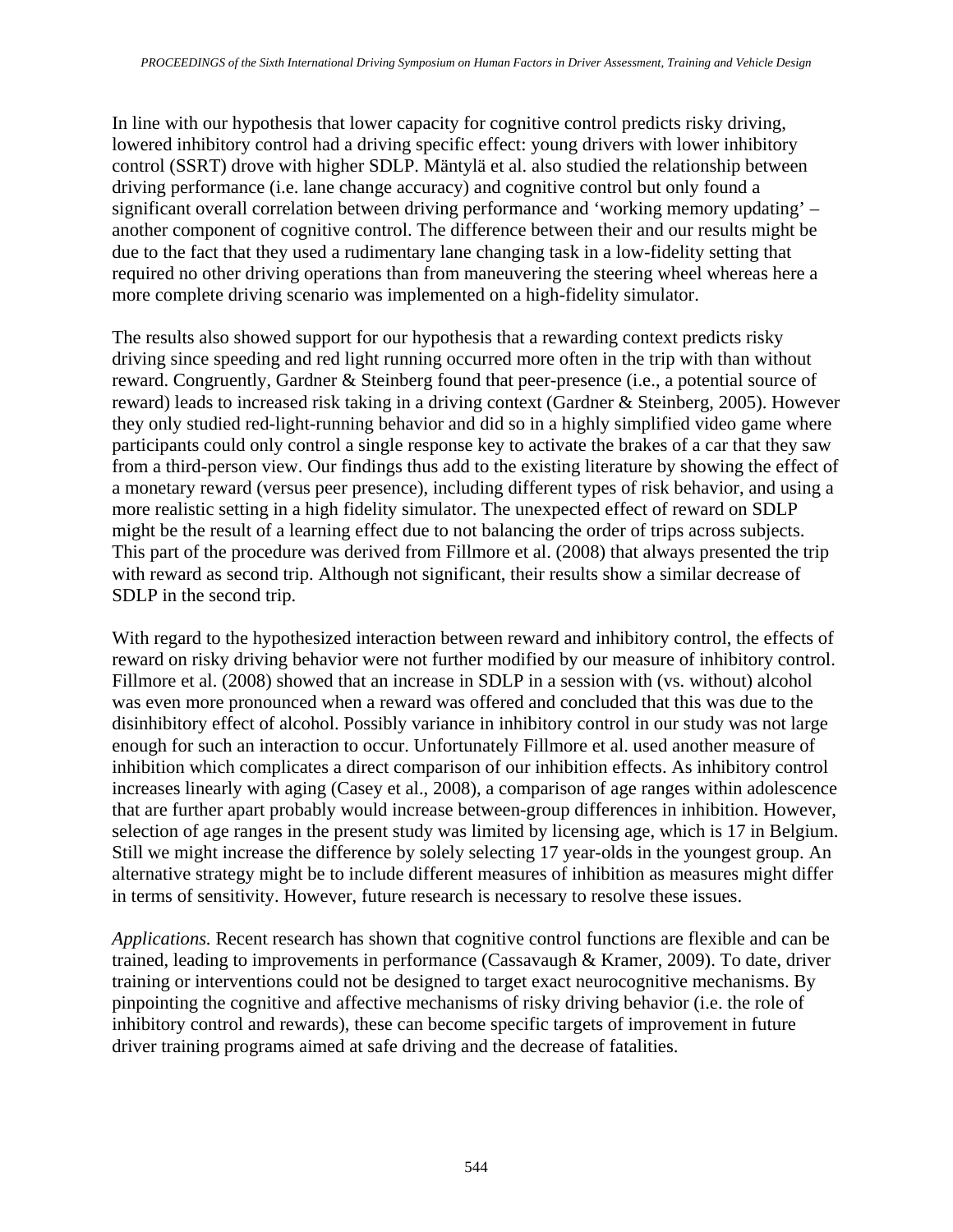In line with our hypothesis that lower capacity for cognitive control predicts risky driving, lowered inhibitory control had a driving specific effect: young drivers with lower inhibitory control (SSRT) drove with higher SDLP. Mäntylä et al. also studied the relationship between driving performance (i.e. lane change accuracy) and cognitive control but only found a significant overall correlation between driving performance and 'working memory updating' – another component of cognitive control. The difference between their and our results might be due to the fact that they used a rudimentary lane changing task in a low-fidelity setting that required no other driving operations than from maneuvering the steering wheel whereas here a more complete driving scenario was implemented on a high-fidelity simulator.

The results also showed support for our hypothesis that a rewarding context predicts risky driving since speeding and red light running occurred more often in the trip with than without reward. Congruently, Gardner & Steinberg found that peer-presence (i.e., a potential source of reward) leads to increased risk taking in a driving context (Gardner & Steinberg, 2005). However they only studied red-light-running behavior and did so in a highly simplified video game where participants could only control a single response key to activate the brakes of a car that they saw from a third-person view. Our findings thus add to the existing literature by showing the effect of a monetary reward (versus peer presence), including different types of risk behavior, and using a more realistic setting in a high fidelity simulator. The unexpected effect of reward on SDLP might be the result of a learning effect due to not balancing the order of trips across subjects. This part of the procedure was derived from Fillmore et al. (2008) that always presented the trip with reward as second trip. Although not significant, their results show a similar decrease of SDLP in the second trip.

With regard to the hypothesized interaction between reward and inhibitory control, the effects of reward on risky driving behavior were not further modified by our measure of inhibitory control. Fillmore et al. (2008) showed that an increase in SDLP in a session with (vs. without) alcohol was even more pronounced when a reward was offered and concluded that this was due to the disinhibitory effect of alcohol. Possibly variance in inhibitory control in our study was not large enough for such an interaction to occur. Unfortunately Fillmore et al. used another measure of inhibition which complicates a direct comparison of our inhibition effects. As inhibitory control increases linearly with aging (Casey et al., 2008), a comparison of age ranges within adolescence that are further apart probably would increase between-group differences in inhibition. However, selection of age ranges in the present study was limited by licensing age, which is 17 in Belgium. Still we might increase the difference by solely selecting 17 year-olds in the youngest group. An alternative strategy might be to include different measures of inhibition as measures might differ in terms of sensitivity. However, future research is necessary to resolve these issues.

*Applications.* Recent research has shown that cognitive control functions are flexible and can be trained, leading to improvements in performance (Cassavaugh & Kramer, 2009). To date, driver training or interventions could not be designed to target exact neurocognitive mechanisms. By pinpointing the cognitive and affective mechanisms of risky driving behavior (i.e. the role of inhibitory control and rewards), these can become specific targets of improvement in future driver training programs aimed at safe driving and the decrease of fatalities.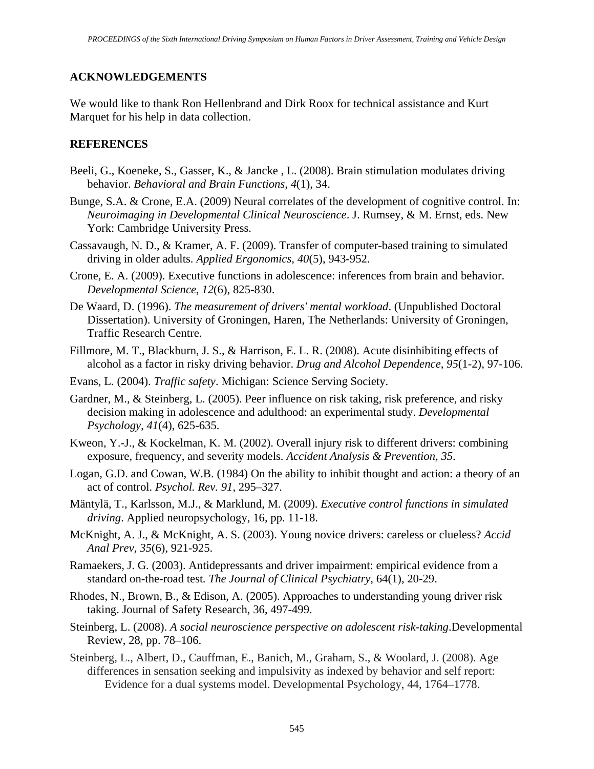## ACKNOWLEDGEMENTS

We would like to thank Ron Hellenbrand and Dirk Roox for technical assistance and Kurt Marquet for his help in data collection.

## REFERENCES

Beeli, G., Koeneke, S., Gasser, K., & Jancke , L. (2008). Brain stimulation modulates driving behavior. *Behavioral and Brain Functions, 4*(1), 34.

Bunge, S.A. & Crone, E.A. (2009) Neural correlates of the development of cognitive control. In: *Neuroimaging in Developmental Clinical Neuroscience*. J. Rumsey, & M. Ernst, eds. New York: Cambridge University Press.

Cassavaugh, N. D., & Kramer, A. F. (2009). Transfer of computer-based training to simulated driving in older adults. *Applied Ergonomics*, *40*(5), 943-952.

Crone, E. A. (2009). Executive functions in adolescence: inferences from brain and behavior. *Developmental Science*, *12*(6), 825-830.

De Waard, D. (1996). *The measurement of drivers' mental workload*. (Unpublished Doctoral Dissertation). University of Groningen, Haren, The Netherlands: University of Groningen, Traffic Research Centre.

Fillmore, M. T., Blackburn, J. S., & Harrison, E. L. R. (2008). Acute disinhibiting effects of alcohol as a factor in risky driving behavior. *Drug and Alcohol Dependence*, *95*(1-2), 97-106.

Evans, L. (2004). *Traffic safety*. Michigan: Science Serving Society.

Gardner, M., & Steinberg, L. (2005). Peer influence on risk taking, risk preference, and risky decision making in adolescence and adulthood: an experimental study. *Developmental Psychology*, *41*(4), 625-635.

Kweon, Y.-J., & Kockelman, K. M. (2002). Overall injury risk to different drivers: combining exposure, frequency, and severity models. *Accident Analysis & Prevention, 35*.

Logan, G.D. and Cowan, W.B. (1984) On the ability to inhibit thought and action: a theory of an act of control. *Psychol. Rev. 91*, 295–327.

Mäntylä, T., Karlsson, M.J., & Marklund, M. (2009). *Executive control functions in simulated driving*. Applied neuropsychology, 16, pp. 11-18.

McKnight, A. J., & McKnight, A. S. (2003). Young novice drivers: careless or clueless? *Accid Anal Prev*, *35*(6), 921-925.

Ramaekers, J. G. (2003). Antidepressants and driver impairment: empirical evidence from a standard on-the-road test*. The Journal of Clinical Psychiatry,* 64(1), 20-29.

Rhodes, N., Brown, B., & Edison, A. (2005). Approaches to understanding young driver risk taking. Journal of Safety Research, 36, 497-499.

Steinberg, L. (2008). *A social neuroscience perspective on adolescent risk-taking*.Developmental Review, 28, pp. 78–106.

Steinberg, L., Albert, D., Cauffman, E., Banich, M., Graham, S., & Woolard, J. (2008). Age differences in sensation seeking and impulsivity as indexed by behavior and self report: Evidence for a dual systems model. Developmental Psychology, 44, 1764–1778.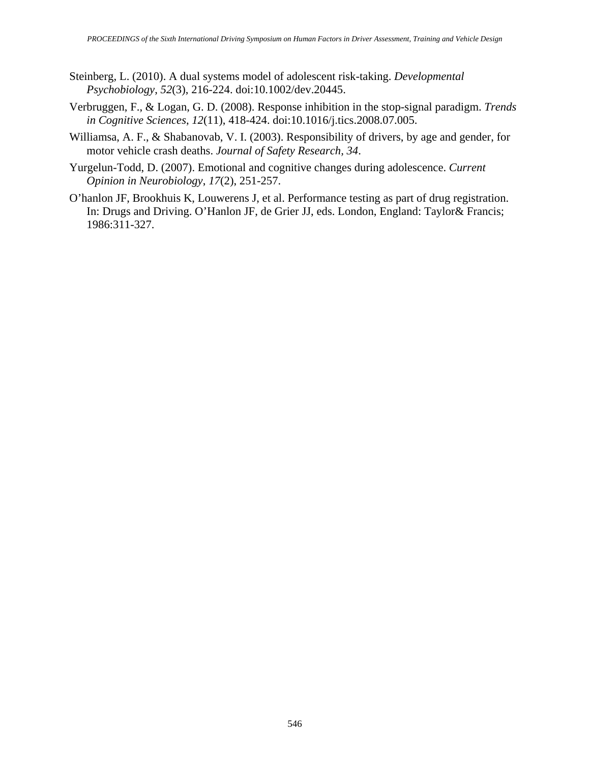Steinberg, L. (2010). A dual systems model of adolescent risk-taking. *Developmental Psychobiology*, *52*(3), 216-224. doi:10.1002/dev.20445.

Verbruggen, F., & Logan, G. D. (2008). Response inhibition in the stop-signal paradigm. *Trends in Cognitive Sciences*, *12*(11), 418-424. doi:10.1016/j.tics.2008.07.005.

Williamsa, A. F., & Shabanovab, V. I. (2003). Responsibility of drivers, by age and gender, for motor vehicle crash deaths. *Journal of Safety Research, 34*.

Yurgelun-Todd, D. (2007). Emotional and cognitive changes during adolescence. *Current Opinion in Neurobiology*, *17*(2), 251-257.

O'hanlon JF, Brookhuis K, Louwerens J, et al. Performance testing as part of drug registration. In: Drugs and Driving. O'Hanlon JF, de Grier JJ, eds. London, England: Taylor& Francis; 1986:311-327.